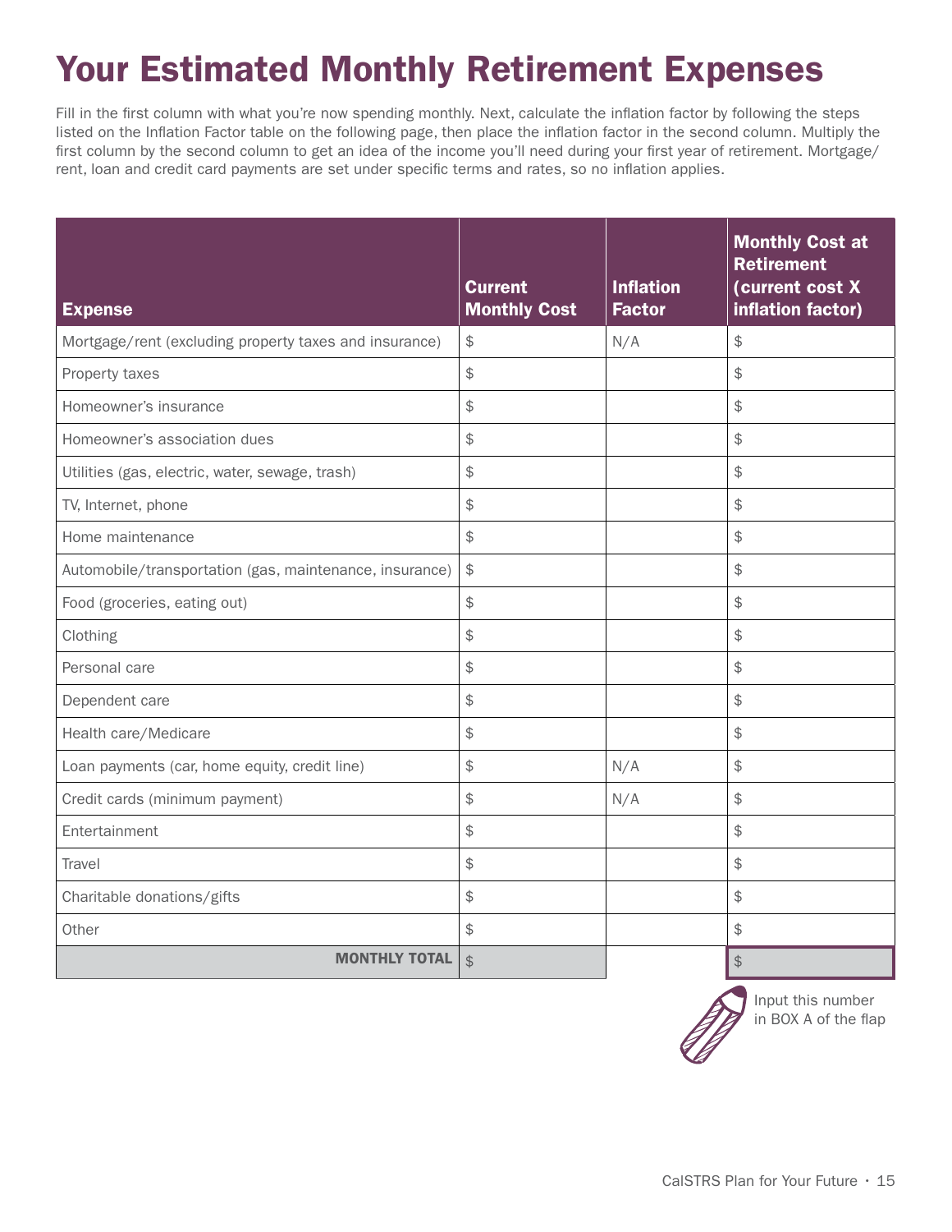# Your Estimated Monthly Retirement Expenses

Fill in the first column with what you're now spending monthly. Next, calculate the inflation factor by following the steps listed on the Inflation Factor table on the following page, then place the inflation factor in the second column. Multiply the first column by the second column to get an idea of the income you'll need during your first year of retirement. Mortgage/rent, loan and credit card payments are set under specific terms and rates, so no inflation applies.

| Expense | Current Monthly Cost | Inflation Factor | Monthly Cost at Retirement (current cost X inflation factor) |
|---|---|---|---|
| Mortgage/rent (excluding property taxes and insurance) | $ | N/A | $ |
| Property taxes | $ | | $ |
| Homeowner's insurance | $ | | $ |
| Homeowner's association dues | $ | | $ |
| Utilities (gas, electric, water, sewage, trash) | $ | | $ |
| TV, Internet, phone | $ | | $ |
| Home maintenance | $ | | $ |
| Automobile/transportation (gas, maintenance, insurance) | $ | | $ |
| Food (groceries, eating out) | $ | | $ |
| Clothing | $ | | $ |
| Personal care | $ | | $ |
| Dependent care | $ | | $ |
| Health care/Medicare | $ | | $ |
| Loan payments (car, home equity, credit line) | $ | N/A | $ |
| Credit cards (minimum payment) | $ | N/A | $ |
| Entertainment | $ | | $ |
| Travel | $ | | $ |
| Charitable donations/gifts | $ | | $ |
| Other | $ | | $ |
| **MONTHLY TOTAL** | $ | | $ |

Input this number in BOX A of the flap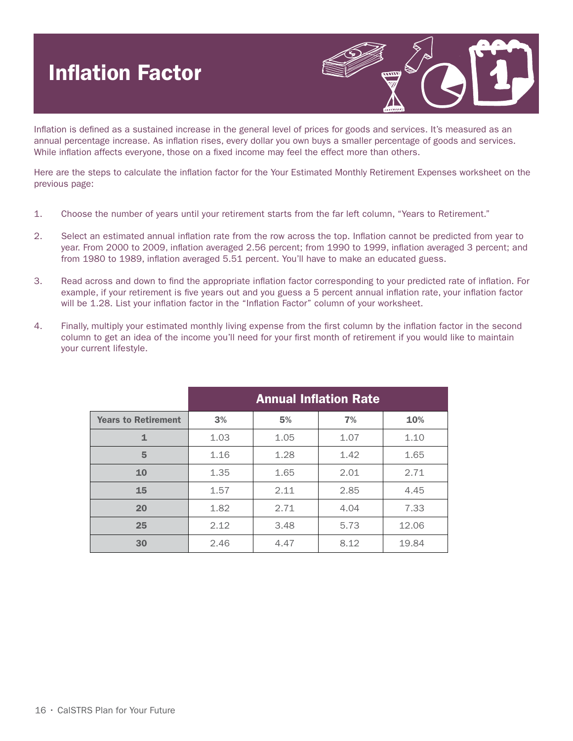# Inflation Factor

Inflation is defined as a sustained increase in the general level of prices for goods and services. It's measured as an annual percentage increase. As inflation rises, every dollar you own buys a smaller percentage of goods and services. While inflation affects everyone, those on a fixed income may feel the effect more than others.

Here are the steps to calculate the inflation factor for the Your Estimated Monthly Retirement Expenses worksheet on the previous page:

1. Choose the number of years until your retirement starts from the far left column, "Years to Retirement."
2. Select an estimated annual inflation rate from the row across the top. Inflation cannot be predicted from year to year. From 2000 to 2009, inflation averaged 2.56 percent; from 1990 to 1999, inflation averaged 3 percent; and from 1980 to 1989, inflation averaged 5.51 percent. You'll have to make an educated guess.
3. Read across and down to find the appropriate inflation factor corresponding to your predicted rate of inflation. For example, if your retirement is five years out and you guess a 5 percent annual inflation rate, your inflation factor will be 1.28. List your inflation factor in the "Inflation Factor" column of your worksheet.
4. Finally, multiply your estimated monthly living expense from the first column by the inflation factor in the second column to get an idea of the income you'll need for your first month of retirement if you would like to maintain your current lifestyle.

| | **Annual Inflation Rate** | | | |
|---|---|---|---|---|
| **Years to Retirement** | **3%** | **5%** | **7%** | **10%** |
| **1** | 1.03 | 1.05 | 1.07 | 1.10 |
| **5** | 1.16 | 1.28 | 1.42 | 1.65 |
| **10** | 1.35 | 1.65 | 2.01 | 2.71 |
| **15** | 1.57 | 2.11 | 2.85 | 4.45 |
| **20** | 1.82 | 2.71 | 4.04 | 7.33 |
| **25** | 2.12 | 3.48 | 5.73 | 12.06 |
| **30** | 2.46 | 4.47 | 8.12 | 19.84 |